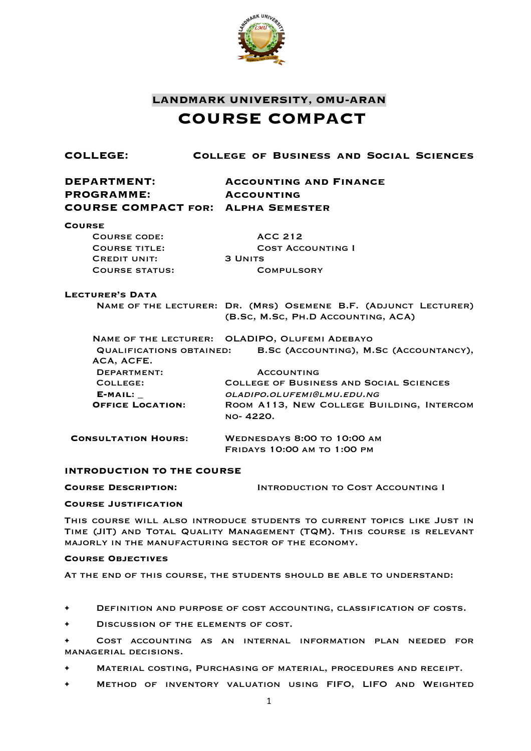# LANDMARK UNIVERSITY, OMU-ARAN

# COURSE COMPACT

**COLLEGE:** College of Business and Social Sciences

**DEPARTMENT:** Accounting and Finance
**PROGRAMME:** Accounting
**COURSE COMPACT FOR:** Alpha Semester

**Course**

Course code: ACC 212
Course title: Cost Accounting I
Credit unit: 3 Units
Course status: Compulsory

**Lecturer's Data**

Name of the lecturer: Dr. (Mrs) Osemene B.F. (Adjunct Lecturer) (B.Sc, M.Sc, Ph.D Accounting, ACA)

Name of the lecturer: OLADIPO, Olufemi Adebayo
Qualifications obtained: B.Sc (Accounting), M.Sc (Accountancy), ACA, ACFE.
Department: Accounting
College: College of Business and Social Sciences
**E-mail:** _ *oladipo.olufemi@lmu.edu.ng*
**Office Location:** Room A113, New College Building, Intercom no- 4220.

**Consultation Hours:** Wednesdays 8:00 to 10:00 am
Fridays 10:00 am to 1:00 pm

## INTRODUCTION TO THE COURSE

**Course Description:** Introduction to Cost Accounting I

**Course Justification**

This course will also introduce students to current topics like Just in Time (JIT) and Total Quality Management (TQM). This course is relevant majorly in the manufacturing sector of the economy.

**Course Objectives**

At the end of this course, the students should be able to understand:

- Definition and purpose of cost accounting, classification of costs.
- Discussion of the elements of cost.
- Cost accounting as an internal information plan needed for managerial decisions.
- Material costing, Purchasing of material, procedures and receipt.
- Method of inventory valuation using FIFO, LIFO and Weighted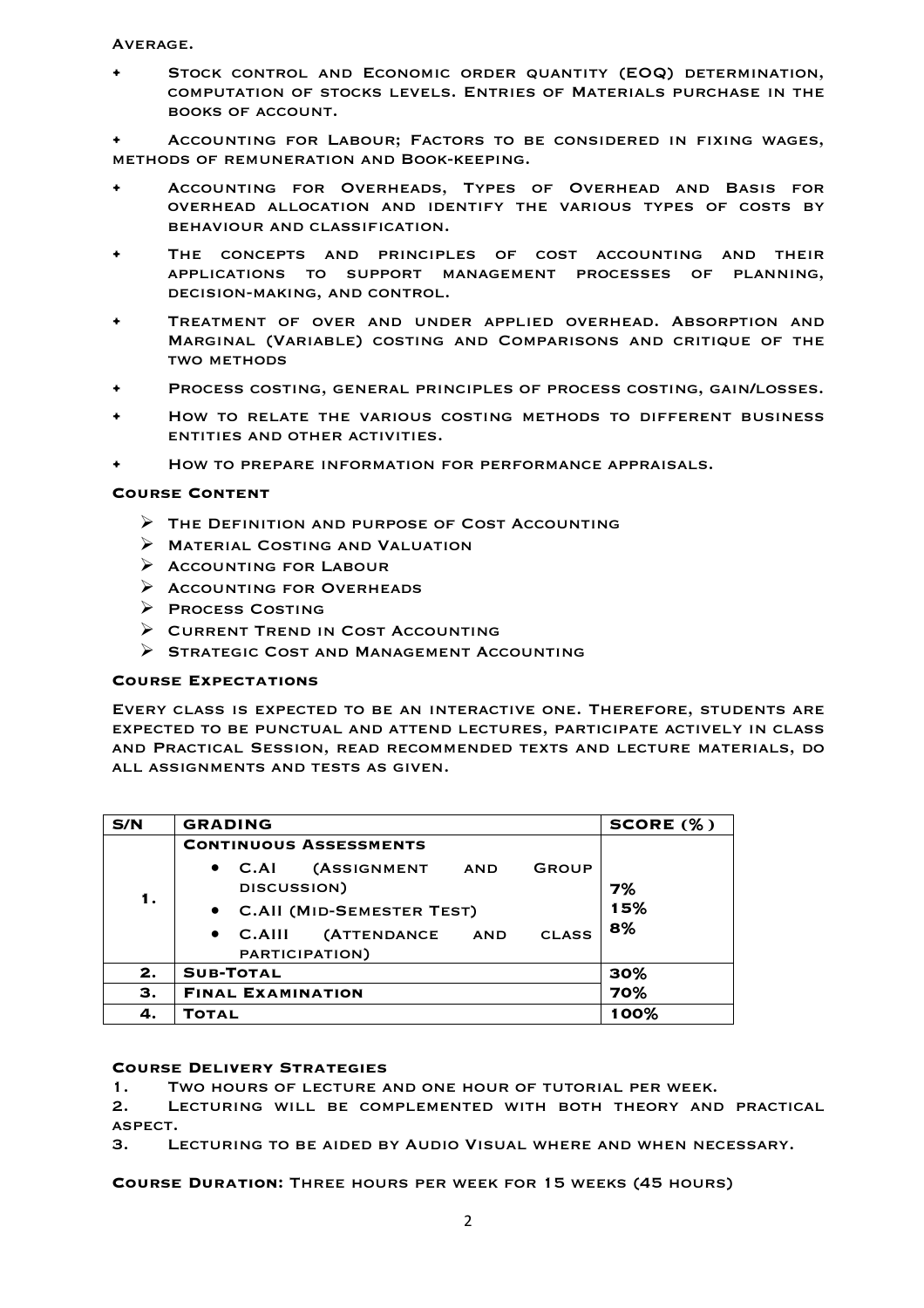Average.

- Stock control and Economic order quantity (EOQ) determination, computation of stocks levels. Entries of Materials purchase in the books of account.
- Accounting for Labour; Factors to be considered in fixing wages, methods of remuneration and Book-keeping.
- Accounting for Overheads, Types of Overhead and Basis for overhead allocation and identify the various types of costs by behaviour and classification.
- The concepts and principles of cost accounting and their applications to support management processes of planning, decision-making, and control.
- Treatment of over and under applied overhead. Absorption and Marginal (Variable) costing and Comparisons and critique of the two methods
- Process costing, general principles of process costing, gain/losses.
- How to relate the various costing methods to different business entities and other activities.
- How to prepare information for performance appraisals.

**Course Content**

- The Definition and purpose of Cost Accounting
- Material Costing and Valuation
- Accounting for Labour
- Accounting for Overheads
- Process Costing
- Current Trend in Cost Accounting
- Strategic Cost and Management Accounting

**Course Expectations**

Every class is expected to be an interactive one. Therefore, students are expected to be punctual and attend lectures, participate actively in class and Practical Session, read recommended texts and lecture materials, do all assignments and tests as given.

| S/N | GRADING | SCORE (%) |
|---|---|---|
| 1. | **Continuous Assessments**<br>• C.AI (Assignment and Group discussion)<br>• C.AII (Mid-Semester Test)<br>• C.AIII (Attendance and class participation) | <br>7%<br>15%<br>8% |
| 2. | **Sub-Total** | 30% |
| 3. | **Final Examination** | 70% |
| 4. | **Total** | 100% |

**Course Delivery Strategies**

1. Two hours of lecture and one hour of tutorial per week.
2. Lecturing will be complemented with both theory and practical aspect.
3. Lecturing to be aided by Audio Visual where and when necessary.

**Course Duration:** Three hours per week for 15 weeks (45 hours)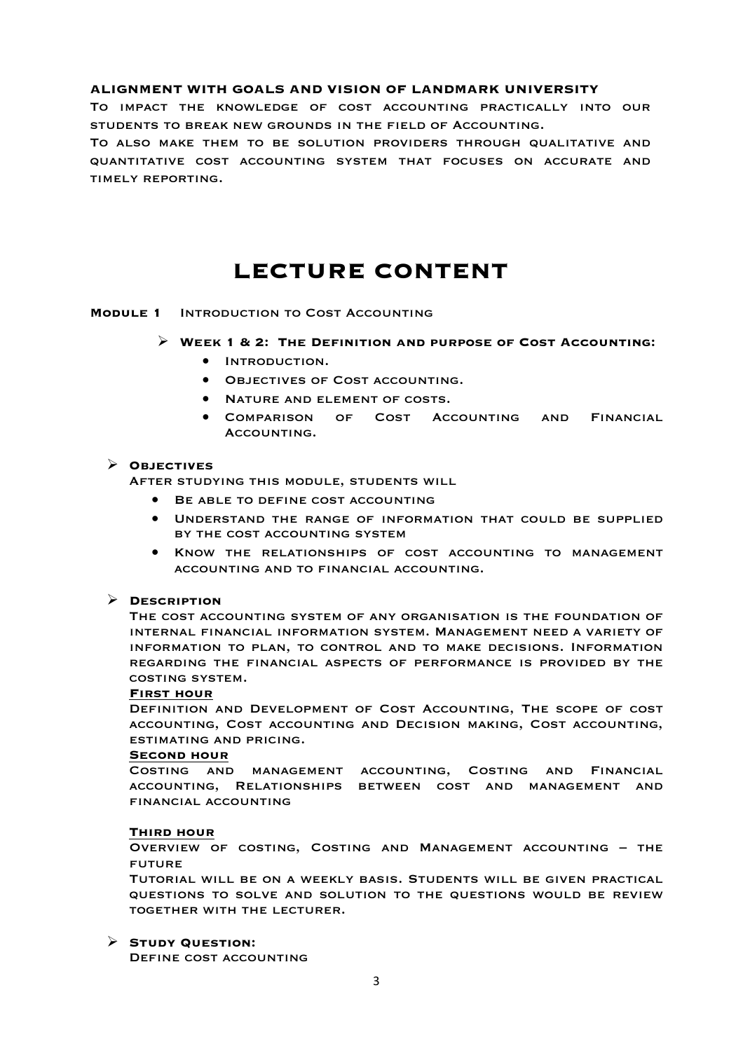**ALIGNMENT WITH GOALS AND VISION OF LANDMARK UNIVERSITY**

To impact the knowledge of cost accounting practically into our students to break new grounds in the field of Accounting.

To also make them to be solution providers through qualitative and quantitative cost accounting system that focuses on accurate and timely reporting.

# LECTURE CONTENT

**Module 1** Introduction to Cost Accounting

- **Week 1 & 2: The Definition and purpose of Cost Accounting:**
  - Introduction.
  - Objectives of Cost accounting.
  - Nature and element of costs.
  - Comparison of Cost Accounting and Financial Accounting.

- **Objectives**

  After studying this module, students will
  - Be able to define cost accounting
  - Understand the range of information that could be supplied by the cost accounting system
  - Know the relationships of cost accounting to management accounting and to financial accounting.

- **Description**

  The cost accounting system of any organisation is the foundation of internal financial information system. Management need a variety of information to plan, to control and to make decisions. Information regarding the financial aspects of performance is provided by the costing system.

  **First hour**

  Definition and Development of Cost Accounting, The scope of cost accounting, Cost accounting and Decision making, Cost accounting, estimating and pricing.

  **Second hour**

  Costing and management accounting, Costing and Financial accounting, Relationships between cost and management and financial accounting

  **Third hour**

  Overview of costing, Costing and Management accounting – the future

  Tutorial will be on a weekly basis. Students will be given practical questions to solve and solution to the questions would be review together with the lecturer.

- **Study Question:**

  Define cost accounting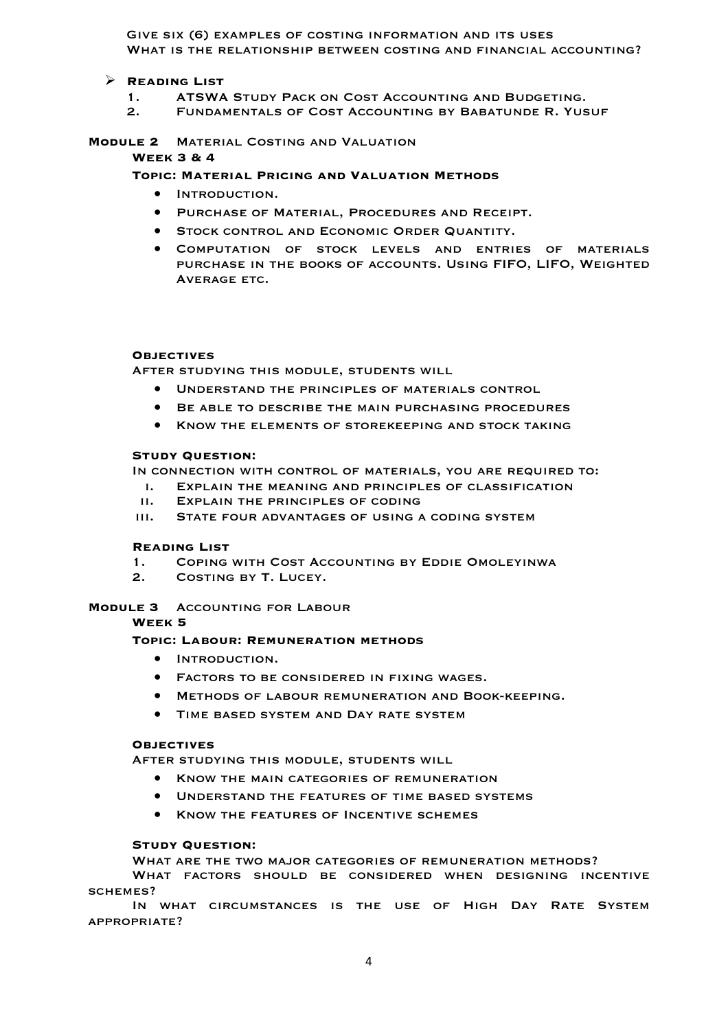Give six (6) examples of costing information and its uses

What is the relationship between costing and financial accounting?

- **Reading List**
  1. ATSWA Study Pack on Cost Accounting and Budgeting.
  2. Fundamentals of Cost Accounting by Babatunde R. Yusuf

## Module 2 Material Costing and Valuation

**Week 3 & 4**

**Topic: Material Pricing and Valuation Methods**

- Introduction.
- Purchase of Material, Procedures and Receipt.
- Stock control and Economic Order Quantity.
- Computation of stock levels and entries of materials purchase in the books of accounts. Using FIFO, LIFO, Weighted Average etc.

**Objectives**

After studying this module, students will

- Understand the principles of materials control
- Be able to describe the main purchasing procedures
- Know the elements of storekeeping and stock taking

**Study Question:**

In connection with control of materials, you are required to:

- i. Explain the meaning and principles of classification
- ii. Explain the principles of coding
- iii. State four advantages of using a coding system

**Reading List**

1. Coping with Cost Accounting by Eddie Omoleyinwa
2. Costing by T. Lucey.

## Module 3 Accounting for Labour

**Week 5**

**Topic: Labour: Remuneration methods**

- Introduction.
- Factors to be considered in fixing wages.
- Methods of labour remuneration and Book-keeping.
- Time based system and Day rate system

**Objectives**

After studying this module, students will

- Know the main categories of remuneration
- Understand the features of time based systems
- Know the features of Incentive schemes

**Study Question:**

What are the two major categories of remuneration methods?

What factors should be considered when designing incentive schemes?

In what circumstances is the use of High Day Rate System appropriate?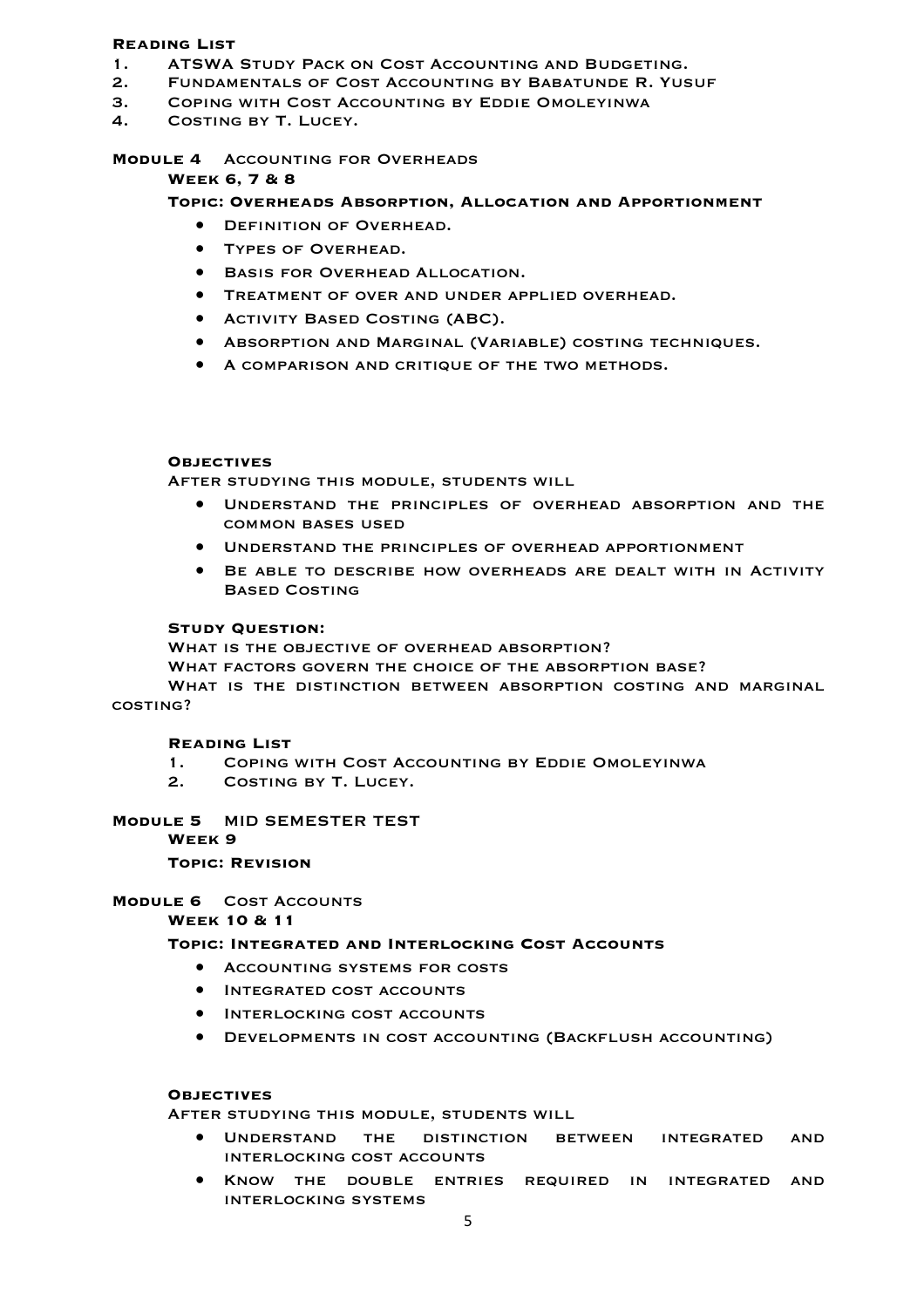**Reading List**

1. ATSWA Study Pack on Cost Accounting and Budgeting.
2. Fundamentals of Cost Accounting by Babatunde R. Yusuf
3. Coping with Cost Accounting by Eddie Omoleyinwa
4. Costing by T. Lucey.

## Module 4 Accounting for Overheads

### Week 6, 7 & 8

**Topic: Overheads Absorption, Allocation and Apportionment**

- Definition of Overhead.
- Types of Overhead.
- Basis for Overhead Allocation.
- Treatment of over and under applied overhead.
- Activity Based Costing (ABC).
- Absorption and Marginal (Variable) costing techniques.
- A comparison and critique of the two methods.

**Objectives**

After studying this module, students will

- Understand the principles of overhead absorption and the common bases used
- Understand the principles of overhead apportionment
- Be able to describe how overheads are dealt with in Activity Based Costing

**Study Question:**

What is the objective of overhead absorption?

What factors govern the choice of the absorption base?

What is the distinction between absorption costing and marginal costing?

**Reading List**

1. Coping with Cost Accounting by Eddie Omoleyinwa
2. Costing by T. Lucey.

## Module 5 MID SEMESTER TEST

### Week 9

**Topic: Revision**

## Module 6 Cost Accounts

### Week 10 & 11

**Topic: Integrated and Interlocking Cost Accounts**

- Accounting systems for costs
- Integrated cost accounts
- Interlocking cost accounts
- Developments in cost accounting (Backflush accounting)

**Objectives**

After studying this module, students will

- Understand the distinction between integrated and interlocking cost accounts
- Know the double entries required in integrated and interlocking systems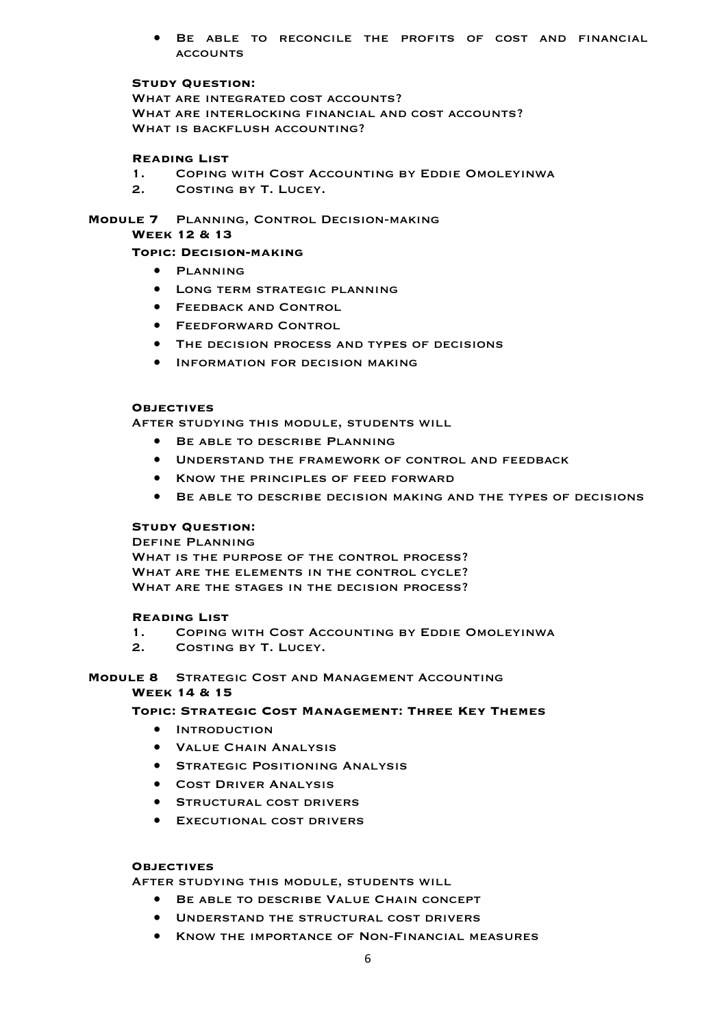- Be able to reconcile the profits of cost and financial accounts

**Study Question:**

What are integrated cost accounts?
What are interlocking financial and cost accounts?
What is backflush accounting?

**Reading List**

1. Coping with Cost Accounting by Eddie Omoleyinwa
2. Costing by T. Lucey.

## Module 7 Planning, Control Decision-making

**Week 12 & 13**

**Topic: Decision-making**

- Planning
- Long term strategic planning
- Feedback and Control
- Feedforward Control
- The decision process and types of decisions
- Information for decision making

**Objectives**

After studying this module, students will

- Be able to describe Planning
- Understand the framework of control and feedback
- Know the principles of feed forward
- Be able to describe decision making and the types of decisions

**Study Question:**

Define Planning
What is the purpose of the control process?
What are the elements in the control cycle?
What are the stages in the decision process?

**Reading List**

1. Coping with Cost Accounting by Eddie Omoleyinwa
2. Costing by T. Lucey.

## Module 8 Strategic Cost and Management Accounting

**Week 14 & 15**

**Topic: Strategic Cost Management: Three Key Themes**

- Introduction
- Value Chain Analysis
- Strategic Positioning Analysis
- Cost Driver Analysis
- Structural cost drivers
- Executional cost drivers

**Objectives**

After studying this module, students will

- Be able to describe Value Chain concept
- Understand the structural cost drivers
- Know the importance of Non-Financial measures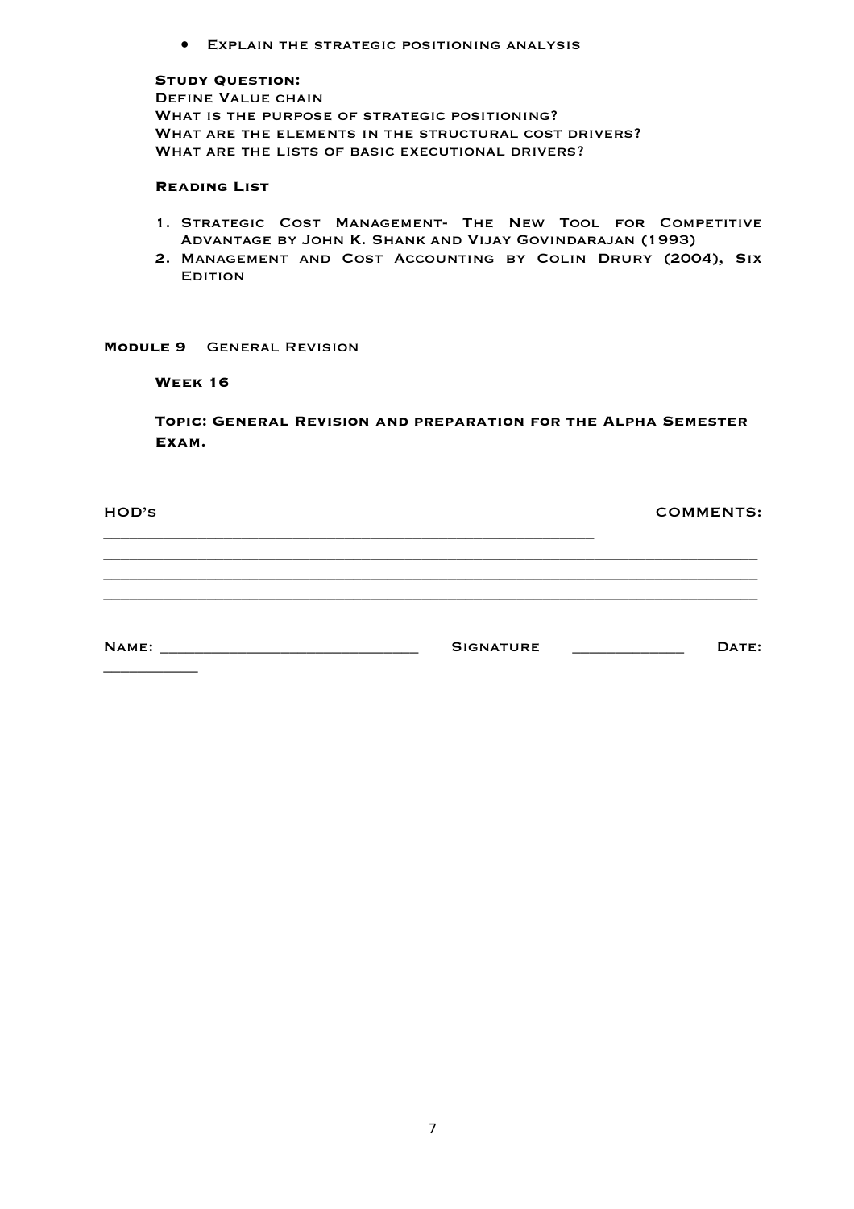- Explain the strategic positioning analysis

**Study Question:**

Define Value chain

What is the purpose of strategic positioning?

What are the elements in the structural cost drivers?

What are the lists of basic executional drivers?

**Reading List**

1. Strategic Cost Management- The New Tool for Competitive Advantage by John K. Shank and Vijay Govindarajan (1993)
2. Management and Cost Accounting by Colin Drury (2004), Six Edition

**Module 9** General Revision

**Week 16**

**Topic: General Revision and preparation for the Alpha Semester Exam.**

HOD's COMMENTS: ________________________________________________________

____________________________________________________________________________

____________________________________________________________________________

____________________________________________________________________________

Name: ____________________________ Signature ____________ Date: __________